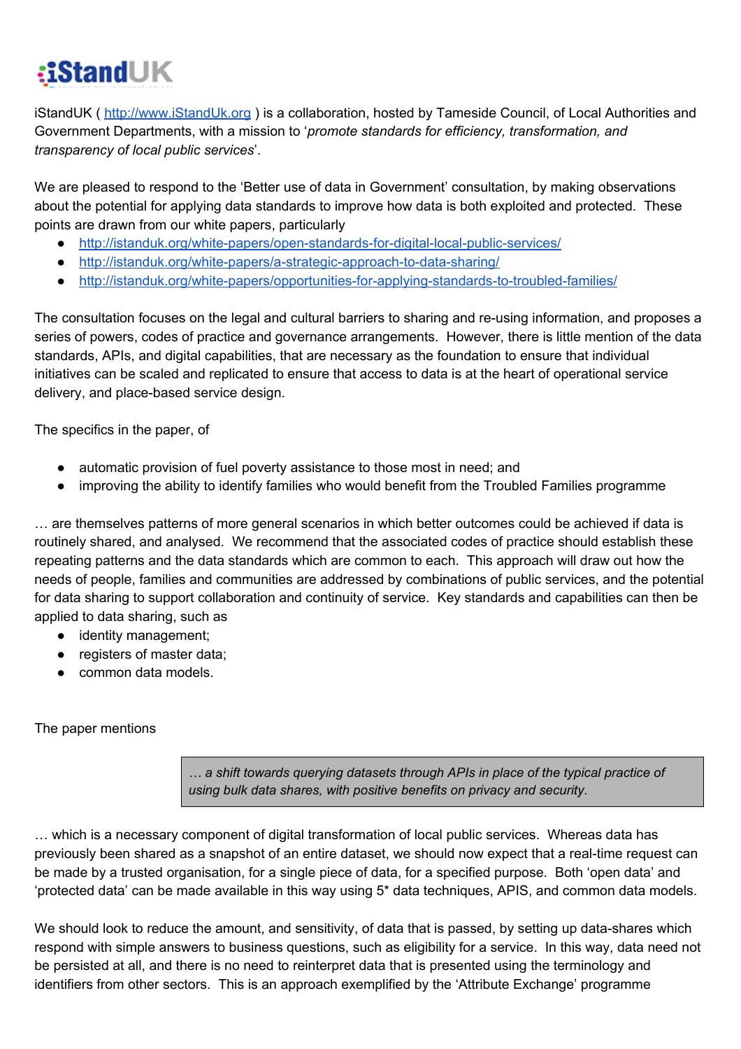# iStandUK

iStandUK ( http://www.iStandUk.org ) is a collaboration, hosted by Tameside Council, of Local Authorities and Government Departments, with a mission to '*promote standards for efficiency, transformation, and transparency of local public services*'.

We are pleased to respond to the 'Better use of data in Government' consultation, by making observations about the potential for applying data standards to improve how data is both exploited and protected. These points are drawn from our white papers, particularly

- http://istanduk.org/white-papers/open-standards-for-digital-local-public-services/
- http://istanduk.org/white-papers/a-strategic-approach-to-data-sharing/
- http://istanduk.org/white-papers/opportunities-for-applying-standards-to-troubled-families/

The consultation focuses on the legal and cultural barriers to sharing and re-using information, and proposes a series of powers, codes of practice and governance arrangements. However, there is little mention of the data standards, APIs, and digital capabilities, that are necessary as the foundation to ensure that individual initiatives can be scaled and replicated to ensure that access to data is at the heart of operational service delivery, and place-based service design.

The specifics in the paper, of

- automatic provision of fuel poverty assistance to those most in need; and
- improving the ability to identify families who would benefit from the Troubled Families programme

… are themselves patterns of more general scenarios in which better outcomes could be achieved if data is routinely shared, and analysed. We recommend that the associated codes of practice should establish these repeating patterns and the data standards which are common to each. This approach will draw out how the needs of people, families and communities are addressed by combinations of public services, and the potential for data sharing to support collaboration and continuity of service. Key standards and capabilities can then be applied to data sharing, such as

- identity management;
- registers of master data;
- common data models.

The paper mentions

> *… a shift towards querying datasets through APIs in place of the typical practice of using bulk data shares, with positive benefits on privacy and security.*

… which is a necessary component of digital transformation of local public services. Whereas data has previously been shared as a snapshot of an entire dataset, we should now expect that a real-time request can be made by a trusted organisation, for a single piece of data, for a specified purpose. Both 'open data' and 'protected data' can be made available in this way using 5* data techniques, APIS, and common data models.

We should look to reduce the amount, and sensitivity, of data that is passed, by setting up data-shares which respond with simple answers to business questions, such as eligibility for a service. In this way, data need not be persisted at all, and there is no need to reinterpret data that is presented using the terminology and identifiers from other sectors. This is an approach exemplified by the 'Attribute Exchange' programme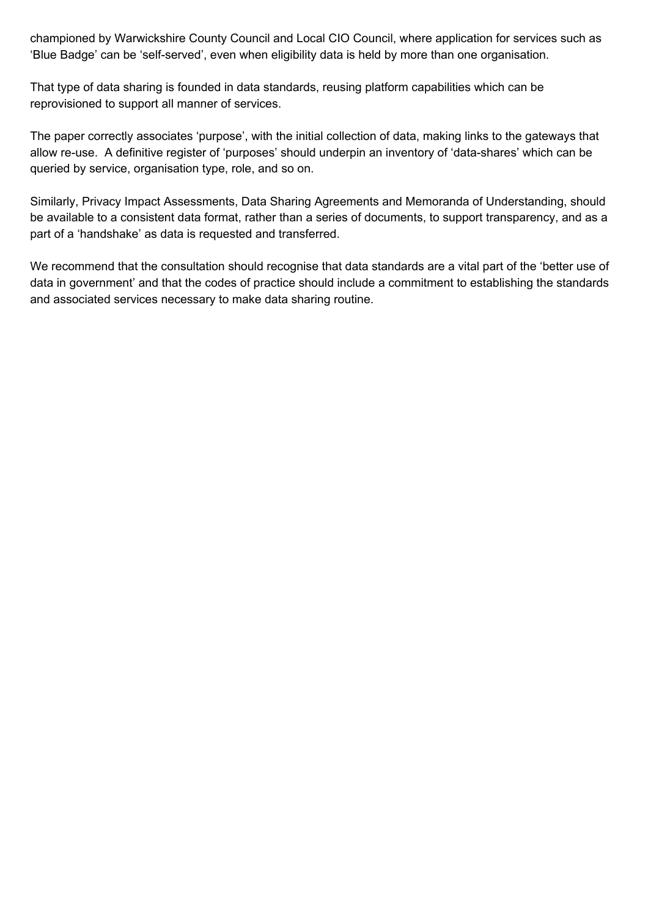championed by Warwickshire County Council and Local CIO Council, where application for services such as 'Blue Badge' can be 'self-served', even when eligibility data is held by more than one organisation.

That type of data sharing is founded in data standards, reusing platform capabilities which can be reprovisioned to support all manner of services.

The paper correctly associates 'purpose', with the initial collection of data, making links to the gateways that allow re-use. A definitive register of 'purposes' should underpin an inventory of 'data-shares' which can be queried by service, organisation type, role, and so on.

Similarly, Privacy Impact Assessments, Data Sharing Agreements and Memoranda of Understanding, should be available to a consistent data format, rather than a series of documents, to support transparency, and as a part of a 'handshake' as data is requested and transferred.

We recommend that the consultation should recognise that data standards are a vital part of the 'better use of data in government' and that the codes of practice should include a commitment to establishing the standards and associated services necessary to make data sharing routine.